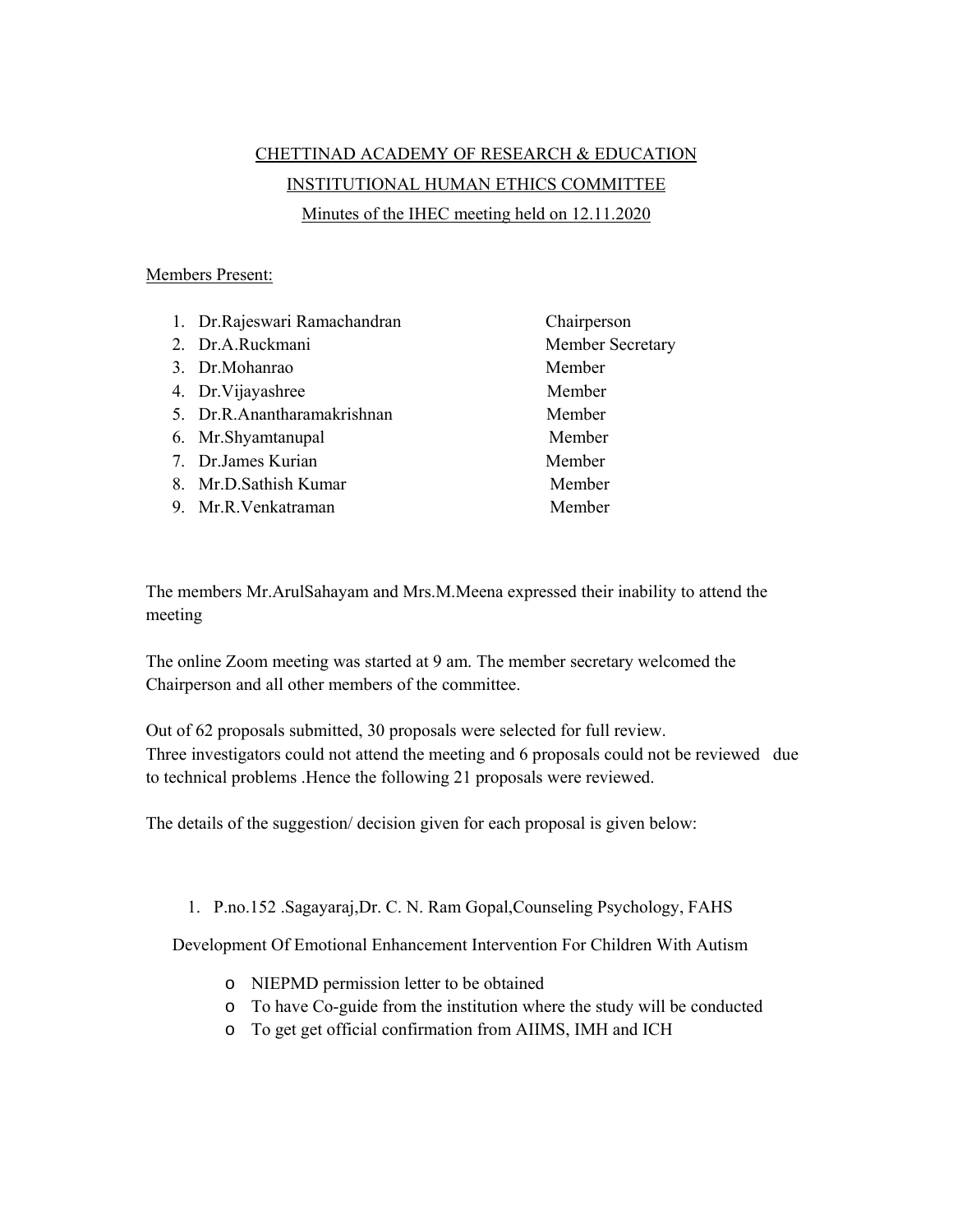CHETTINAD ACADEMY OF RESEARCH & EDUCATION

INSTITUTIONAL HUMAN ETHICS COMMITTEE

Minutes of the IHEC meeting held on 12.11.2020

Members Present:

| | Name | Role |
|---|---|---|
| 1. | Dr.Rajeswari Ramachandran | Chairperson |
| 2. | Dr.A.Ruckmani | Member Secretary |
| 3. | Dr.Mohanrao | Member |
| 4. | Dr.Vijayashree | Member |
| 5. | Dr.R.Anantharamakrishnan | Member |
| 6. | Mr.Shyamtanupal | Member |
| 7. | Dr.James Kurian | Member |
| 8. | Mr.D.Sathish Kumar | Member |
| 9. | Mr.R.Venkatraman | Member |

The members Mr.ArulSahayam and Mrs.M.Meena expressed their inability to attend the meeting

The online Zoom meeting was started at 9 am. The member secretary welcomed the Chairperson and all other members of the committee.

Out of 62 proposals submitted, 30 proposals were selected for full review.
Three investigators could not attend the meeting and 6 proposals could not be reviewed due to technical problems .Hence the following 21 proposals were reviewed.

The details of the suggestion/ decision given for each proposal is given below:

1. P.no.152 .Sagayaraj,Dr. C. N. Ram Gopal,Counseling Psychology, FAHS

   Development Of Emotional Enhancement Intervention For Children With Autism

   - NIEPMD permission letter to be obtained
   - To have Co-guide from the institution where the study will be conducted
   - To get get official confirmation from AIIMS, IMH and ICH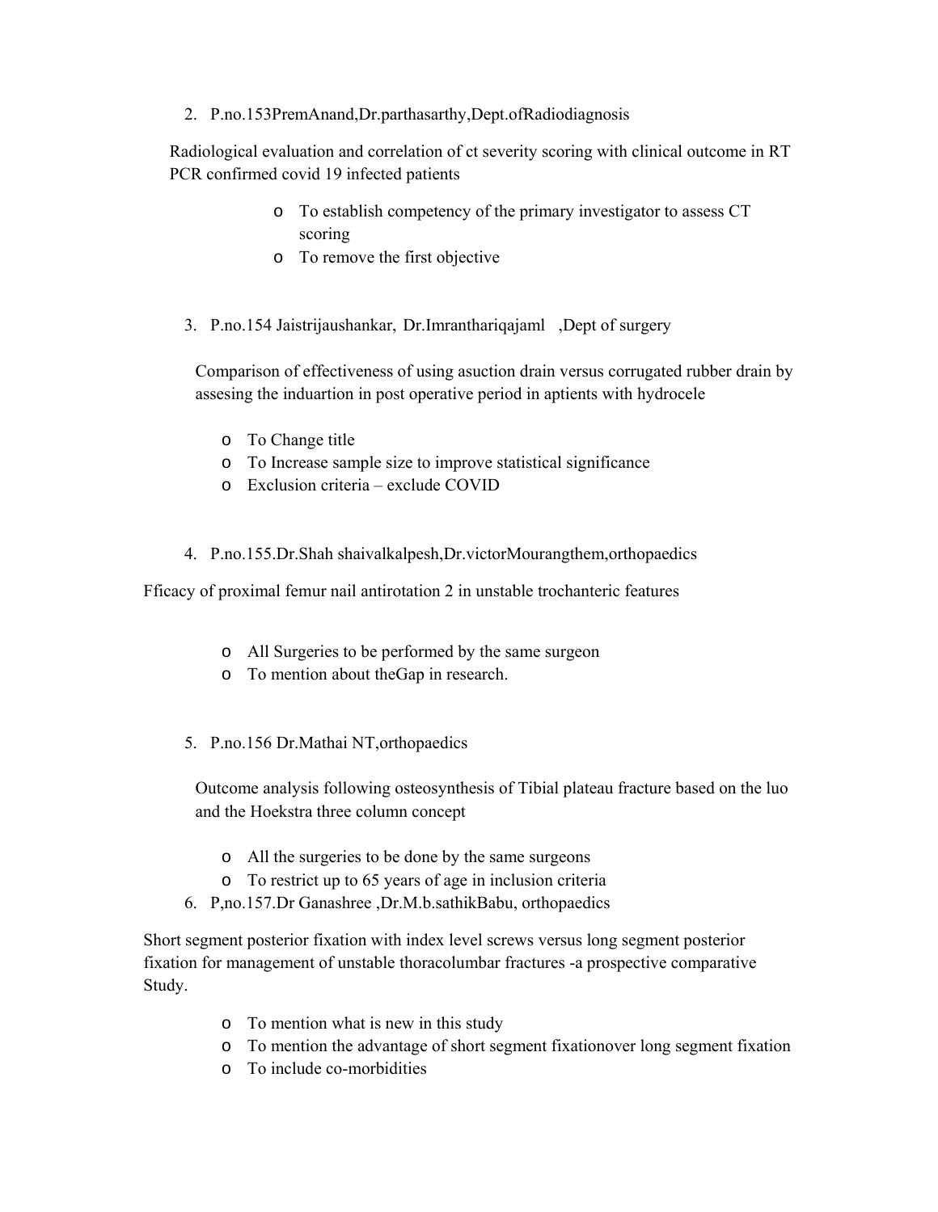2. P.no.153PremAnand,Dr.parthasarthy,Dept.ofRadiodiagnosis

Radiological evaluation and correlation of ct severity scoring with clinical outcome in RT PCR confirmed covid 19 infected patients

- To establish competency of the primary investigator to assess CT scoring
- To remove the first objective

3. P.no.154 Jaistrijaushankar, Dr.Imranthariqajaml ,Dept of surgery

Comparison of effectiveness of using asuction drain versus corrugated rubber drain by assesing the induartion in post operative period in aptients with hydrocele

- To Change title
- To Increase sample size to improve statistical significance
- Exclusion criteria – exclude COVID

4. P.no.155.Dr.Shah shaivalkalpesh,Dr.victorMourangthem,orthopaedics

Fficacy of proximal femur nail antirotation 2 in unstable trochanteric features

- All Surgeries to be performed by the same surgeon
- To mention about theGap in research.

5. P.no.156 Dr.Mathai NT,orthopaedics

Outcome analysis following osteosynthesis of Tibial plateau fracture based on the luo and the Hoekstra three column concept

- All the surgeries to be done by the same surgeons
- To restrict up to 65 years of age in inclusion criteria

6. P,no.157.Dr Ganashree ,Dr.M.b.sathikBabu, orthopaedics

Short segment posterior fixation with index level screws versus long segment posterior fixation for management of unstable thoracolumbar fractures -a prospective comparative Study.

- To mention what is new in this study
- To mention the advantage of short segment fixationover long segment fixation
- To include co-morbidities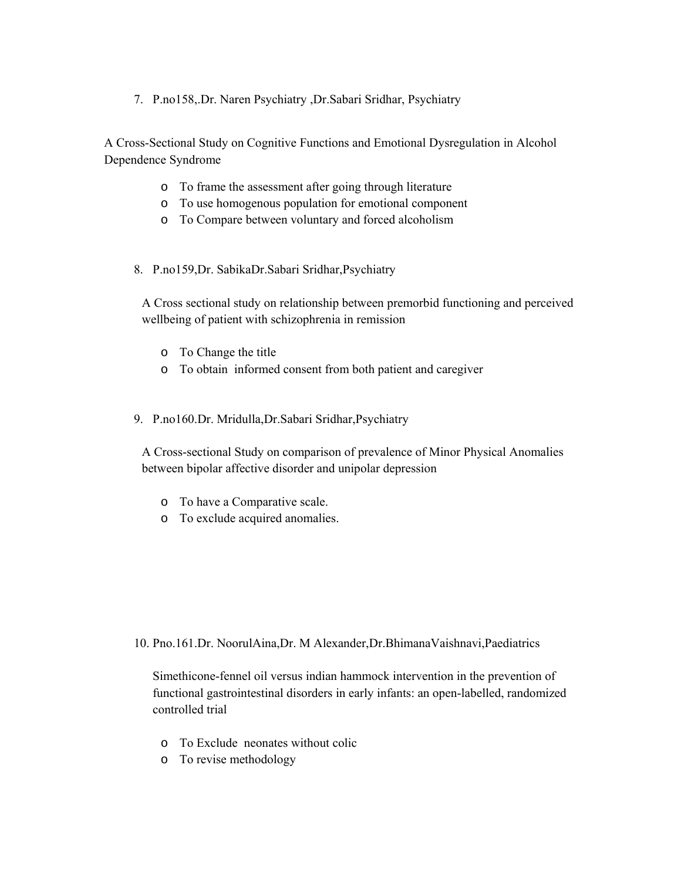7. P.no158,.Dr. Naren Psychiatry ,Dr.Sabari Sridhar, Psychiatry

A Cross-Sectional Study on Cognitive Functions and Emotional Dysregulation in Alcohol Dependence Syndrome

- To frame the assessment after going through literature
- To use homogenous population for emotional component
- To Compare between voluntary and forced alcoholism

8. P.no159,Dr. SabikaDr.Sabari Sridhar,Psychiatry

A Cross sectional study on relationship between premorbid functioning and perceived wellbeing of patient with schizophrenia in remission

- To Change the title
- To obtain informed consent from both patient and caregiver

9. P.no160.Dr. Mridulla,Dr.Sabari Sridhar,Psychiatry

A Cross-sectional Study on comparison of prevalence of Minor Physical Anomalies between bipolar affective disorder and unipolar depression

- To have a Comparative scale.
- To exclude acquired anomalies.

10. Pno.161.Dr. NoorulAina,Dr. M Alexander,Dr.BhimanaVaishnavi,Paediatrics

Simethicone-fennel oil versus indian hammock intervention in the prevention of functional gastrointestinal disorders in early infants: an open-labelled, randomized controlled trial

- To Exclude neonates without colic
- To revise methodology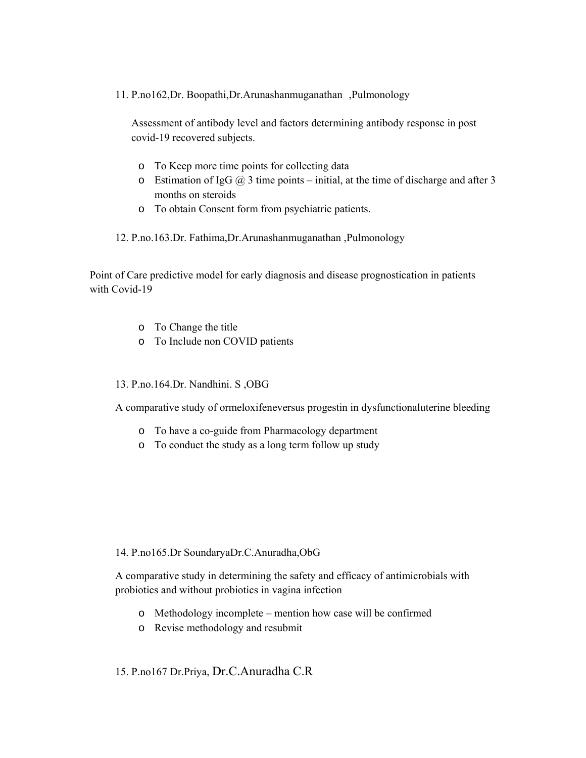11. P.no162,Dr. Boopathi,Dr.Arunashanmuganathan ,Pulmonology

    Assessment of antibody level and factors determining antibody response in post covid-19 recovered subjects.

    - To Keep more time points for collecting data
    - Estimation of IgG @ 3 time points – initial, at the time of discharge and after 3 months on steroids
    - To obtain Consent form from psychiatric patients.

12. P.no.163.Dr. Fathima,Dr.Arunashanmuganathan ,Pulmonology

Point of Care predictive model for early diagnosis and disease prognostication in patients with Covid-19

- To Change the title
- To Include non COVID patients

13. P.no.164.Dr. Nandhini. S ,OBG

    A comparative study of ormeloxifeneversus progestin in dysfunctionaluterine bleeding

    - To have a co-guide from Pharmacology department
    - To conduct the study as a long term follow up study

14. P.no165.Dr SoundaryaDr.C.Anuradha,ObG

    A comparative study in determining the safety and efficacy of antimicrobials with probiotics and without probiotics in vagina infection

    - Methodology incomplete – mention how case will be confirmed
    - Revise methodology and resubmit

15. P.no167 Dr.Priya, Dr.C.Anuradha C.R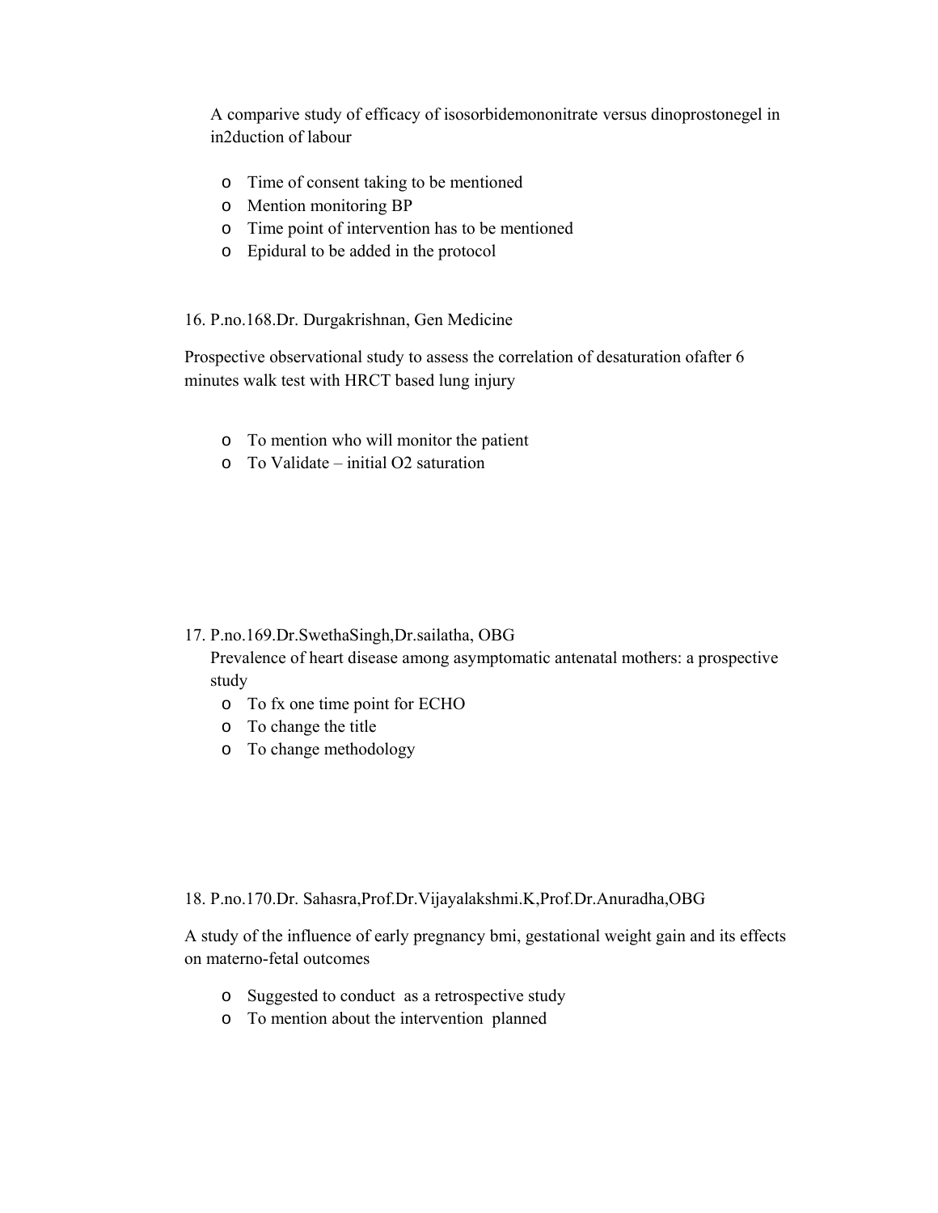A comparive study of efficacy of isosorbidemononitrate versus dinoprostonegel in in2duction of labour

- Time of consent taking to be mentioned
- Mention monitoring BP
- Time point of intervention has to be mentioned
- Epidural to be added in the protocol

16. P.no.168.Dr. Durgakrishnan, Gen Medicine

Prospective observational study to assess the correlation of desaturation ofafter 6 minutes walk test with HRCT based lung injury

- To mention who will monitor the patient
- To Validate – initial O2 saturation

17. P.no.169.Dr.SwethaSingh,Dr.sailatha, OBG

Prevalence of heart disease among asymptomatic antenatal mothers: a prospective study

- To fx one time point for ECHO
- To change the title
- To change methodology

18. P.no.170.Dr. Sahasra,Prof.Dr.Vijayalakshmi.K,Prof.Dr.Anuradha,OBG

A study of the influence of early pregnancy bmi, gestational weight gain and its effects on materno-fetal outcomes

- Suggested to conduct as a retrospective study
- To mention about the intervention planned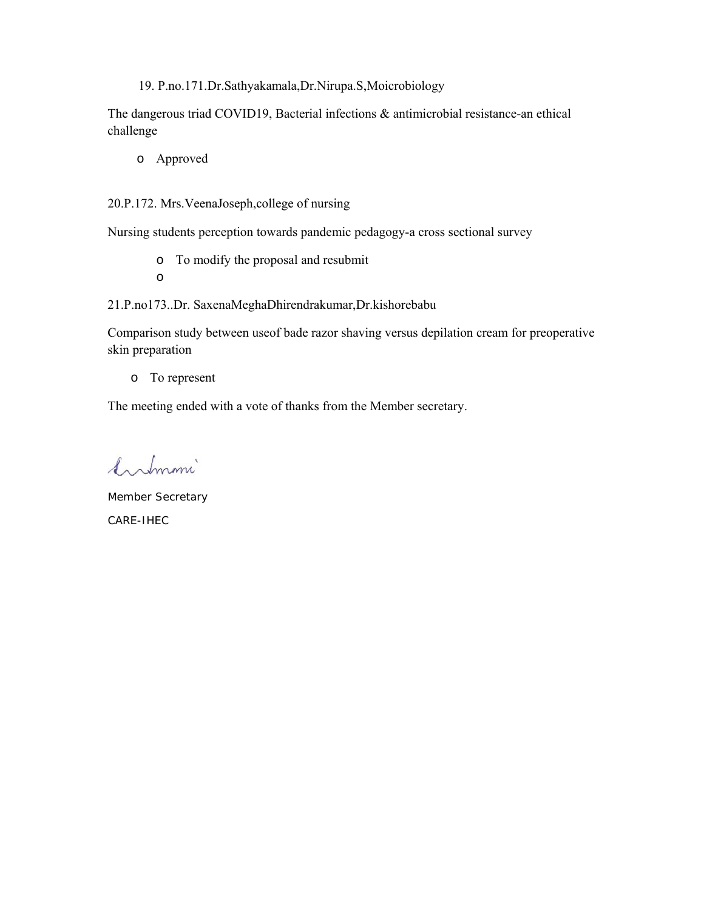19. P.no.171.Dr.Sathyakamala,Dr.Nirupa.S,Moicrobiology

The dangerous triad COVID19, Bacterial infections & antimicrobial resistance-an ethical challenge

- Approved

20.P.172. Mrs.VeenaJoseph,college of nursing

Nursing students perception towards pandemic pedagogy-a cross sectional survey

- To modify the proposal and resubmit
-

21.P.no173..Dr. SaxenaMeghaDhirendrakumar,Dr.kishorebabu

Comparison study between useof bade razor shaving versus depilation cream for preoperative skin preparation

- To represent

The meeting ended with a vote of thanks from the Member secretary.

Member Secretary

CARE-IHEC